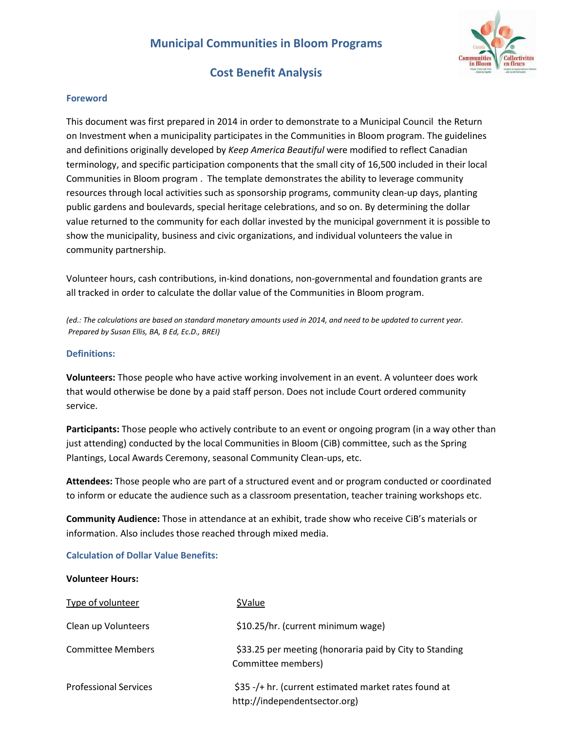# Municipal Communities in Bloom Programs

## Cost Benefit Analysis

### Foreword

This document was first prepared in 2014 in order to demonstrate to a Municipal Council the Return on Investment when a municipality participates in the Communities in Bloom program. The guidelines and definitions originally developed by *Keep America Beautiful* were modified to reflect Canadian terminology, and specific participation components that the small city of 16,500 included in their local Communities in Bloom program . The template demonstrates the ability to leverage community resources through local activities such as sponsorship programs, community clean-up days, planting public gardens and boulevards, special heritage celebrations, and so on. By determining the dollar value returned to the community for each dollar invested by the municipal government it is possible to show the municipality, business and civic organizations, and individual volunteers the value in community partnership.

Volunteer hours, cash contributions, in-kind donations, non-governmental and foundation grants are all tracked in order to calculate the dollar value of the Communities in Bloom program.

*(ed.: The calculations are based on standard monetary amounts used in 2014, and need to be updated to current year. Prepared by Susan Ellis, BA, B Ed, Ec.D., BREI)*

### Definitions:

**Volunteers:** Those people who have active working involvement in an event. A volunteer does work that would otherwise be done by a paid staff person. Does not include Court ordered community service.

**Participants:** Those people who actively contribute to an event or ongoing program (in a way other than just attending) conducted by the local Communities in Bloom (CiB) committee, such as the Spring Plantings, Local Awards Ceremony, seasonal Community Clean-ups, etc.

**Attendees:** Those people who are part of a structured event and or program conducted or coordinated to inform or educate the audience such as a classroom presentation, teacher training workshops etc.

**Community Audience:** Those in attendance at an exhibit, trade show who receive CiB's materials or information. Also includes those reached through mixed media.

### Calculation of Dollar Value Benefits:

**Volunteer Hours:**

| Type of volunteer | $Value |
|---|---|
| Clean up Volunteers | $10.25/hr. (current minimum wage) |
| Committee Members | $33.25 per meeting (honoraria paid by City to Standing Committee members) |
| Professional Services | $35 -/+ hr. (current estimated market rates found at http://independentsector.org) |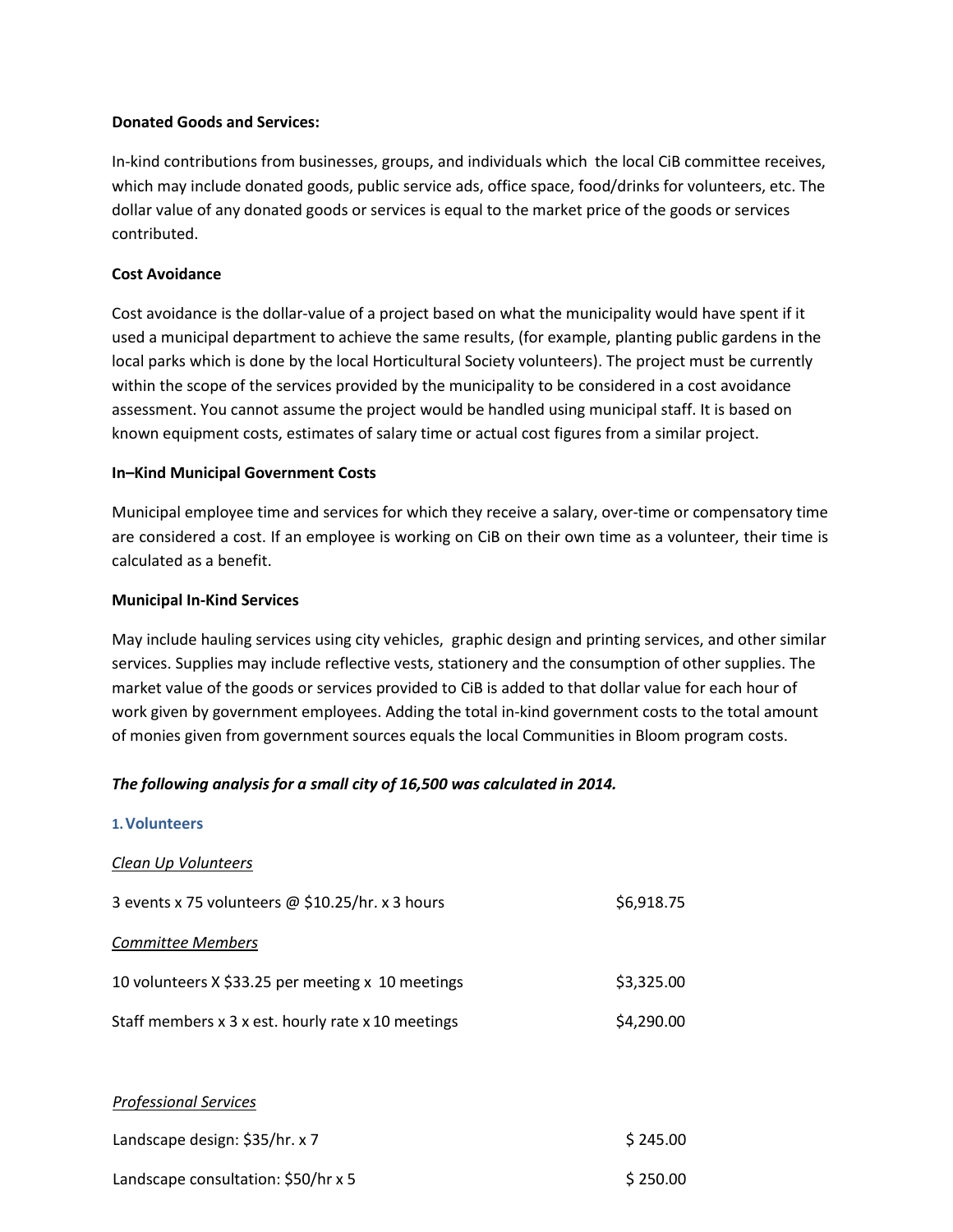**Donated Goods and Services:**

In-kind contributions from businesses, groups, and individuals which the local CiB committee receives, which may include donated goods, public service ads, office space, food/drinks for volunteers, etc. The dollar value of any donated goods or services is equal to the market price of the goods or services contributed.

**Cost Avoidance**

Cost avoidance is the dollar-value of a project based on what the municipality would have spent if it used a municipal department to achieve the same results, (for example, planting public gardens in the local parks which is done by the local Horticultural Society volunteers). The project must be currently within the scope of the services provided by the municipality to be considered in a cost avoidance assessment. You cannot assume the project would be handled using municipal staff. It is based on known equipment costs, estimates of salary time or actual cost figures from a similar project.

**In–Kind Municipal Government Costs**

Municipal employee time and services for which they receive a salary, over-time or compensatory time are considered a cost. If an employee is working on CiB on their own time as a volunteer, their time is calculated as a benefit.

**Municipal In-Kind Services**

May include hauling services using city vehicles, graphic design and printing services, and other similar services. Supplies may include reflective vests, stationery and the consumption of other supplies. The market value of the goods or services provided to CiB is added to that dollar value for each hour of work given by government employees. Adding the total in-kind government costs to the total amount of monies given from government sources equals the local Communities in Bloom program costs.

***The following analysis for a small city of 16,500 was calculated in 2014.***

### 1. Volunteers

<u>*Clean Up Volunteers*</u>

| | |
|---|---|
| 3 events x 75 volunteers @ $10.25/hr. x 3 hours | $6,918.75 |

<u>*Committee Members*</u>

| | |
|---|---|
| 10 volunteers X $33.25 per meeting x 10 meetings | $3,325.00 |
| Staff members x 3 x est. hourly rate x 10 meetings | $4,290.00 |

<u>*Professional Services*</u>

| | |
|---|---|
| Landscape design: $35/hr. x 7 | $ 245.00 |
| Landscape consultation: $50/hr x 5 | $ 250.00 |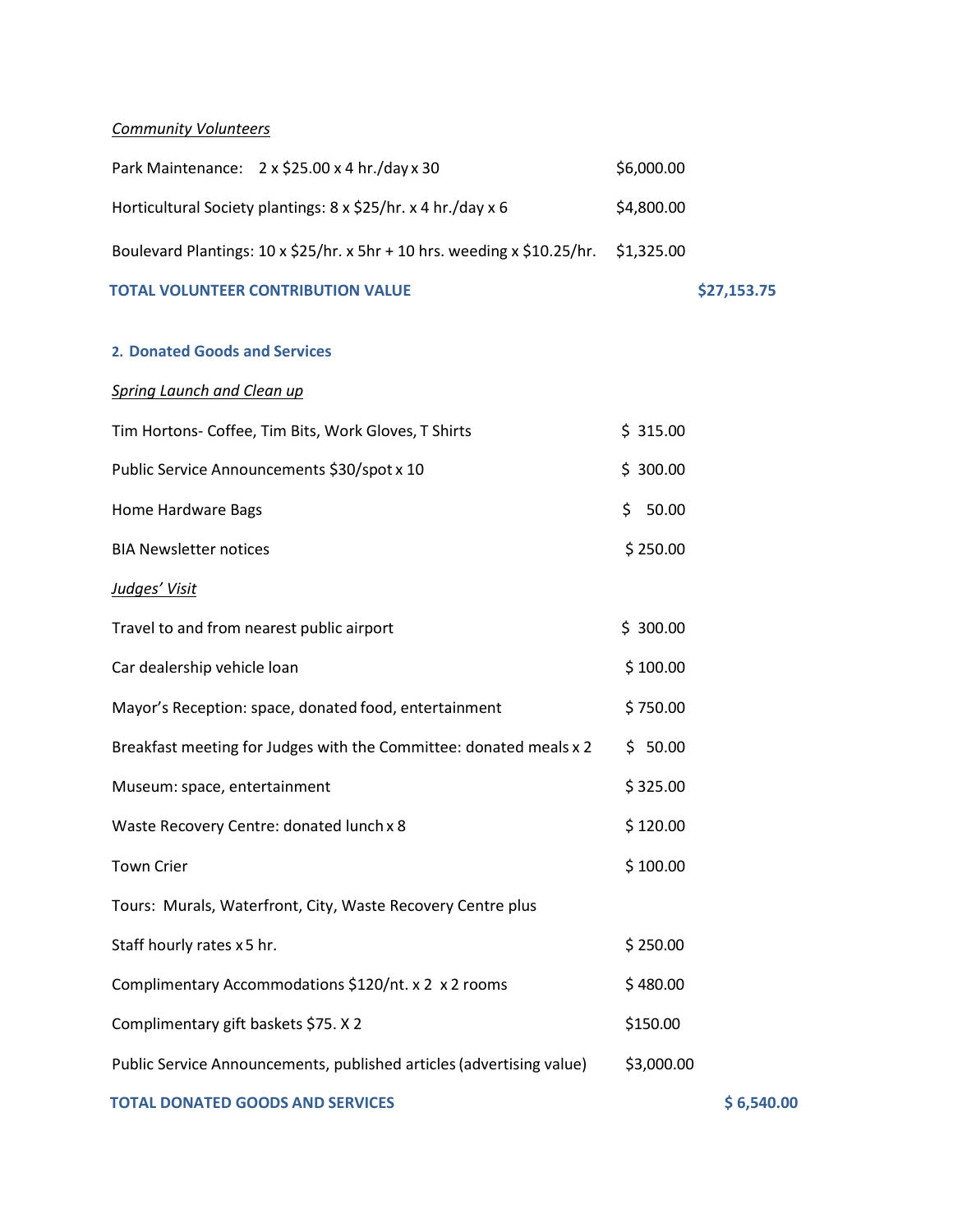*Community Volunteers*

| | | |
|---|---|---|
| Park Maintenance: 2 x $25.00 x 4 hr./day x 30 | $6,000.00 | |
| Horticultural Society plantings: 8 x $25/hr. x 4 hr./day x 6 | $4,800.00 | |
| Boulevard Plantings: 10 x $25/hr. x 5hr + 10 hrs. weeding x $10.25/hr. | $1,325.00 | |
| **TOTAL VOLUNTEER CONTRIBUTION VALUE** | | **$27,153.75** |

### 2. Donated Goods and Services

*Spring Launch and Clean up*

| | | |
|---|---|---|
| Tim Hortons- Coffee, Tim Bits, Work Gloves, T Shirts | $ 315.00 | |
| Public Service Announcements $30/spot x 10 | $ 300.00 | |
| Home Hardware Bags | $ 50.00 | |
| BIA Newsletter notices | $ 250.00 | |

*Judges' Visit*

| | | |
|---|---|---|
| Travel to and from nearest public airport | $ 300.00 | |
| Car dealership vehicle loan | $ 100.00 | |
| Mayor's Reception: space, donated food, entertainment | $ 750.00 | |
| Breakfast meeting for Judges with the Committee: donated meals x 2 | $ 50.00 | |
| Museum: space, entertainment | $ 325.00 | |
| Waste Recovery Centre: donated lunch x 8 | $ 120.00 | |
| Town Crier | $ 100.00 | |
| Tours: Murals, Waterfront, City, Waste Recovery Centre plus | | |
| Staff hourly rates x 5 hr. | $ 250.00 | |
| Complimentary Accommodations $120/nt. x 2 x 2 rooms | $ 480.00 | |
| Complimentary gift baskets $75. X 2 | $150.00 | |
| Public Service Announcements, published articles (advertising value) | $3,000.00 | |
| **TOTAL DONATED GOODS AND SERVICES** | | **$ 6,540.00** |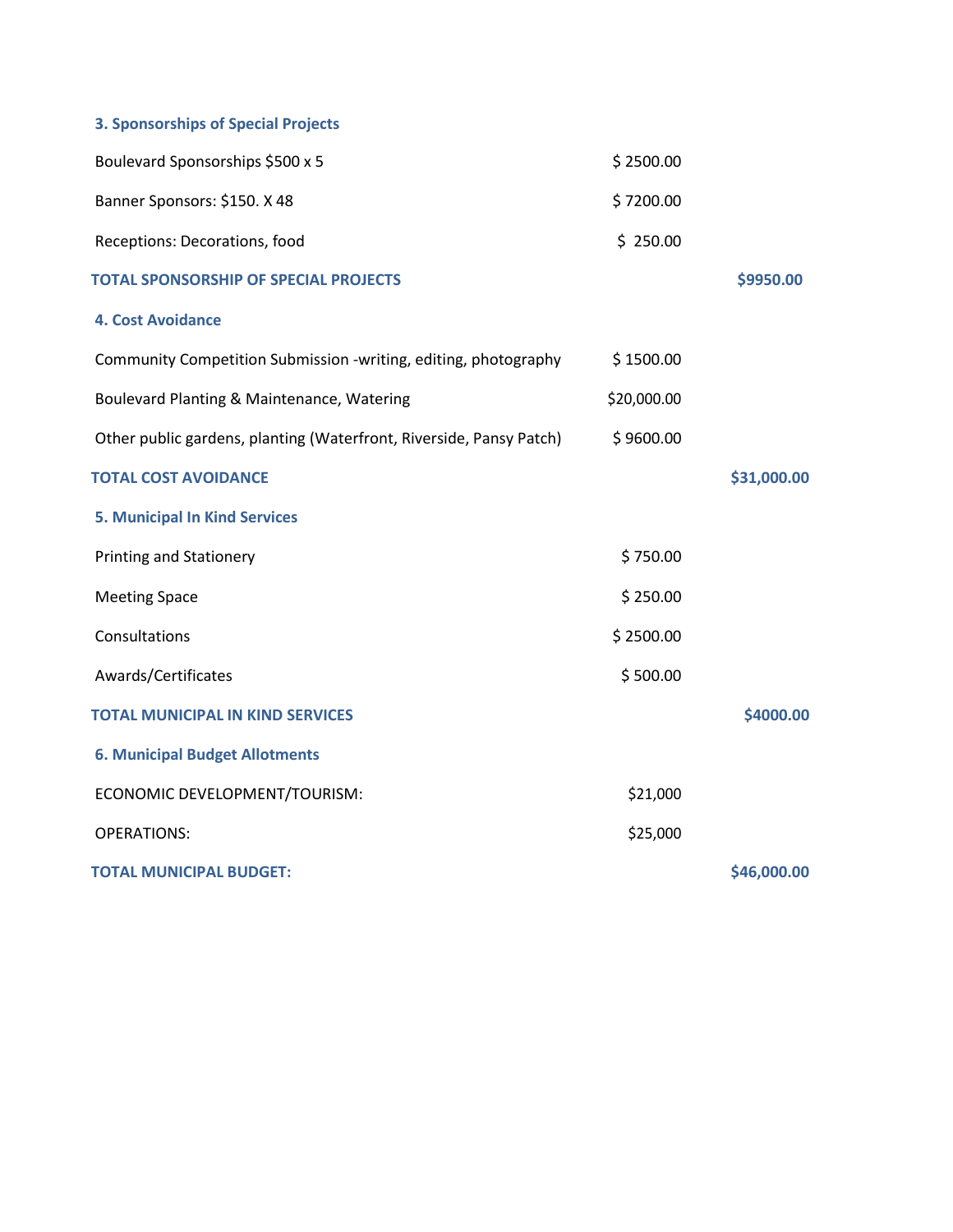### 3. Sponsorships of Special Projects

| | | |
|---|---|---|
| Boulevard Sponsorships $500 x 5 | $ 2500.00 | |
| Banner Sponsors: $150. X 48 | $ 7200.00 | |
| Receptions: Decorations, food | $ 250.00 | |
| **TOTAL SPONSORSHIP OF SPECIAL PROJECTS** | | **$9950.00** |

### 4. Cost Avoidance

| | | |
|---|---|---|
| Community Competition Submission -writing, editing, photography | $ 1500.00 | |
| Boulevard Planting & Maintenance, Watering | $20,000.00 | |
| Other public gardens, planting (Waterfront, Riverside, Pansy Patch) | $ 9600.00 | |
| **TOTAL COST AVOIDANCE** | | **$31,000.00** |

### 5. Municipal In Kind Services

| | | |
|---|---|---|
| Printing and Stationery | $ 750.00 | |
| Meeting Space | $ 250.00 | |
| Consultations | $ 2500.00 | |
| Awards/Certificates | $ 500.00 | |
| **TOTAL MUNICIPAL IN KIND SERVICES** | | **$4000.00** |

### 6. Municipal Budget Allotments

| | | |
|---|---|---|
| ECONOMIC DEVELOPMENT/TOURISM: | $21,000 | |
| OPERATIONS: | $25,000 | |
| **TOTAL MUNICIPAL BUDGET:** | | **$46,000.00** |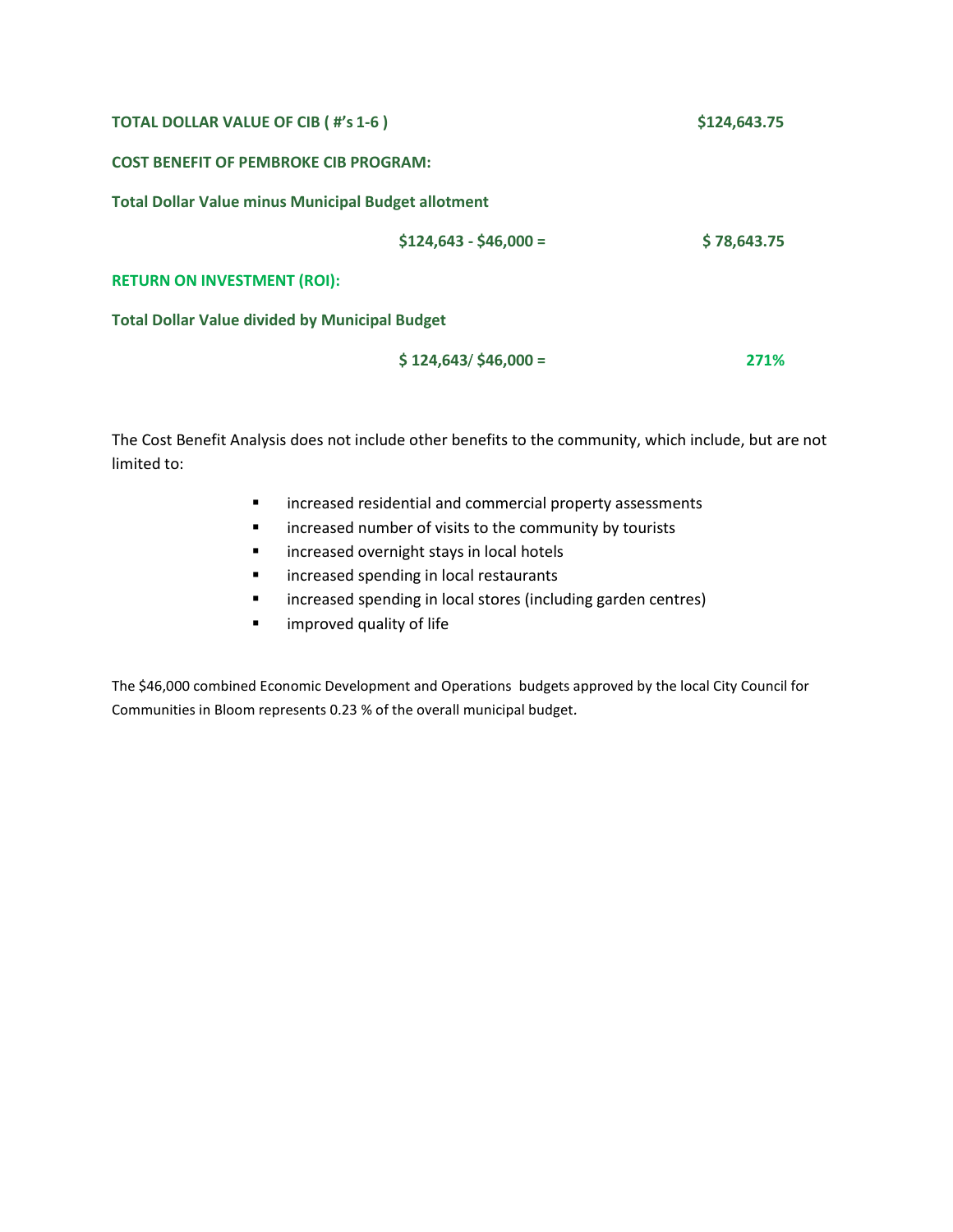| | |
|---|---|
| **TOTAL DOLLAR VALUE OF CIB ( #'s 1-6 )** | **$124,643.75** |

**COST BENEFIT OF PEMBROKE CIB PROGRAM:**

**Total Dollar Value minus Municipal Budget allotment**

| | |
|---|---|
| **$124,643 - $46,000 =** | **$ 78,643.75** |

**RETURN ON INVESTMENT (ROI):**

**Total Dollar Value divided by Municipal Budget**

| | |
|---|---|
| **$ 124,643/ $46,000 =** | **271%** |

The Cost Benefit Analysis does not include other benefits to the community, which include, but are not limited to:

- increased residential and commercial property assessments
- increased number of visits to the community by tourists
- increased overnight stays in local hotels
- increased spending in local restaurants
- increased spending in local stores (including garden centres)
- improved quality of life

The $46,000 combined Economic Development and Operations budgets approved by the local City Council for Communities in Bloom represents 0.23 % of the overall municipal budget.